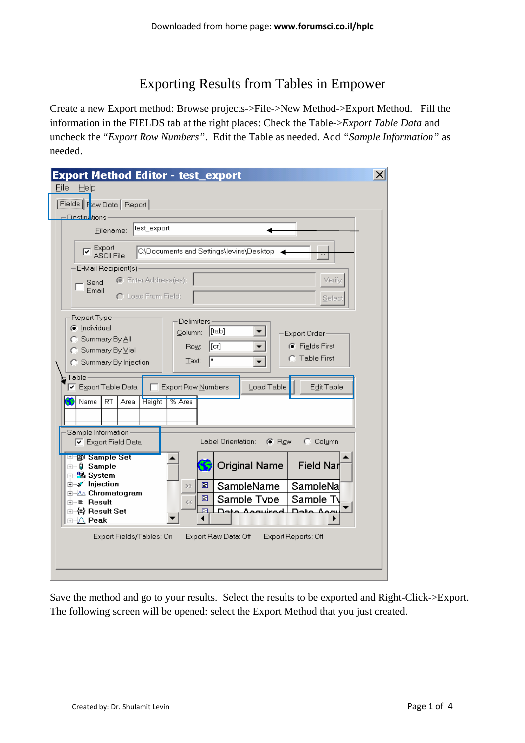# Exporting Results from Tables in Empower

Create a new Export method: Browse projects->File->New Method->Export Method. Fill the information in the FIELDS tab at the right places: Check the Table->*Export Table Data* and uncheck the "*Export Row Numbers*". Edit the Table as needed. Add "*Sample Information*" as needed.

Save the method and go to your results. Select the results to be exported and Right-Click->Export. The following screen will be opened: select the Export Method that you just created.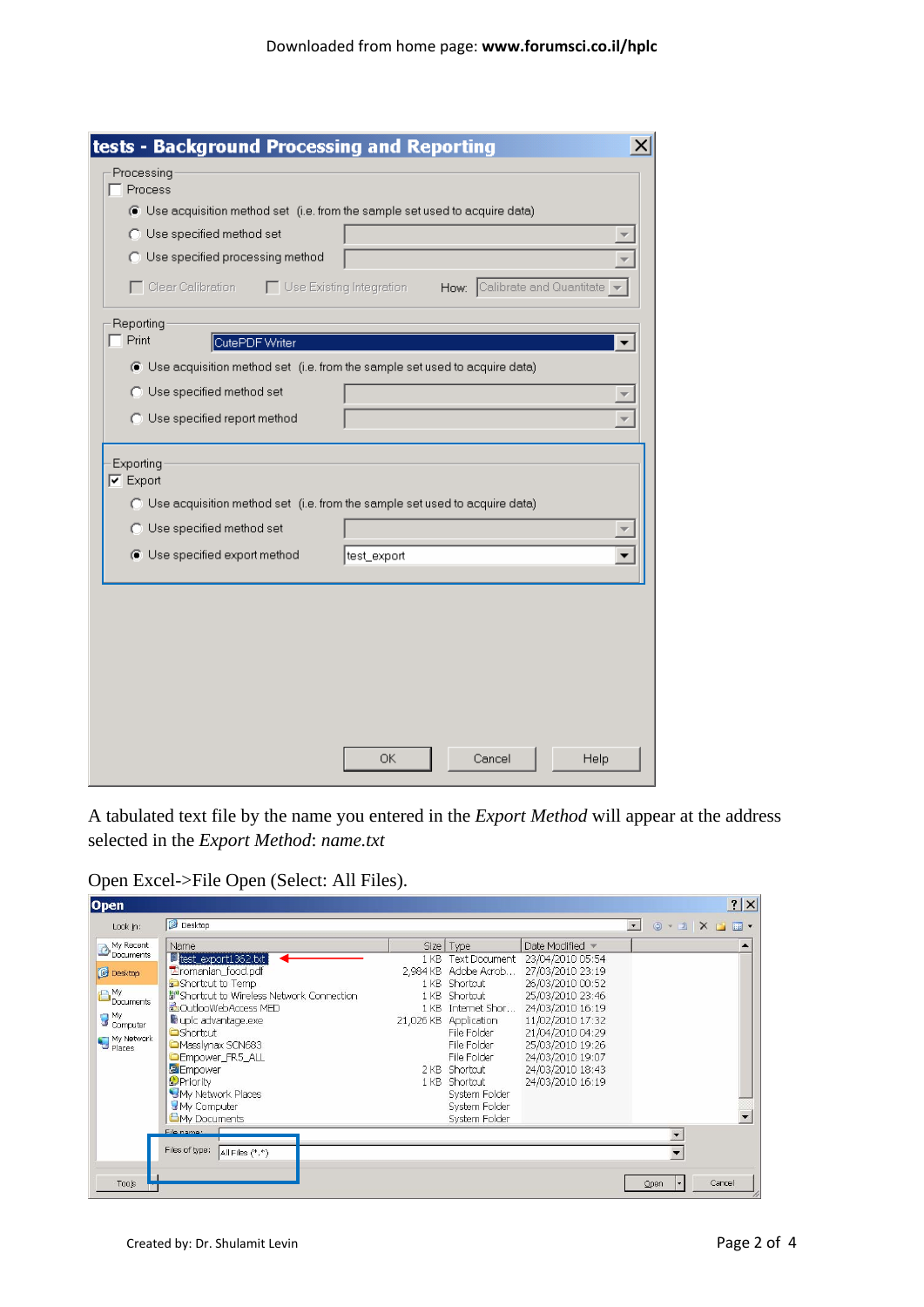A tabulated text file by the name you entered in the *Export Method* will appear at the address selected in the *Export Method*: *name.txt*

Open Excel->File Open (Select: All Files).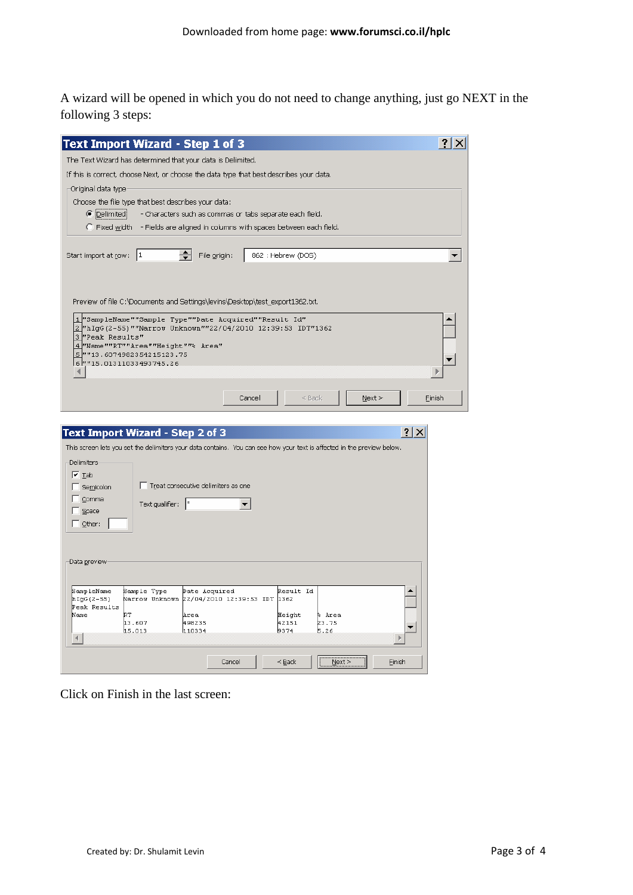A wizard will be opened in which you do not need to change anything, just go NEXT in the following 3 steps:

**Text Import Wizard - Step 1 of 3**

The Text Wizard has determined that your data is Delimited.

If this is correct, choose Next, or choose the data type that best describes your data.

Original data type

Choose the file type that best describes your data:

- (•) Delimited - Characters such as commas or tabs separate each field.
- ( ) Fixed width - Fields are aligned in columns with spaces between each field.

Start import at row: 1 File origin: 862 : Hebrew (DOS)

Preview of file C:\Documents and Settings\levins\Desktop\test_export1362.txt.

```
1 "SampleName""Sample Type""Date Acquired""Result Id"
2 "hIgG(2-55)""Narrow Unknown""22/04/2010 12:39:53 IDT"1362
3 "Peak Results"
4 "Name""RT""Area""Height""% Area"
5 ""13.6074982354215123.75
6 ""15.0131103349374​5.26
```

Cancel | < Back | Next > | Finish

**Text Import Wizard - Step 2 of 3**

This screen lets you set the delimiters your data contains. You can see how your text is affected in the preview below.

Delimiters

- [x] Tab
- [ ] Semicolon
- [ ] Comma
- [ ] Space
- [ ] Other:

- [ ] Treat consecutive delimiters as one

Text qualifier: "

Data preview

| SampleName | Sample Type | Date Acquired | Result Id | |
|---|---|---|---|---|
| hIgG(2-55) | Narrow Unknown | 22/04/2010 12:39:53 IDT | 1362 | |
| Peak Results | | | | |
| Name | RT | Area | Height | % Area |
| | 13.607 | 498235 | 42151 | 23.75 |
| | 15.013 | 110334 | 9374 | 5.26 |

Cancel | < Back | Next > | Finish

Click on Finish in the last screen: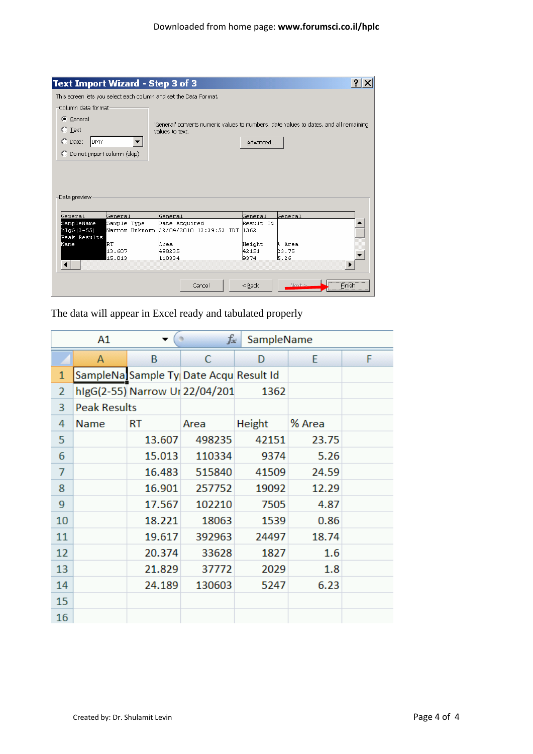**Text Import Wizard - Step 3 of 3**

This screen lets you select each column and set the Data Format.

Column data format

- General
- Text
- Date: DMY
- Do not import column (skip)

'General' converts numeric values to numbers, date values to dates, and all remaining values to text.

Advanced...

Data preview

| General | General | General | General | General |
|---|---|---|---|---|
| SampleName | Sample Type | Date Acquired | Result Id | |
| hIgG(2-55) | Narrow Unknown | 22/04/2010 12:39:53 IDT | 1362 | |
| Peak Results | | | | |
| Name | RT | Area | Height | % Area |
| | 13.607 | 498235 | 42151 | 23.75 |
| | 15.013 | 110334 | 9374 | 5.26 |

Cancel | < Back | Next > | Finish

The data will appear in Excel ready and tabulated properly

A1 — SampleName

| | A | B | C | D | E | F |
|---|---|---|---|---|---|---|
| 1 | SampleNa | Sample Ty | Date Acqu | Result Id | | |
| 2 | hIgG(2-55) | Narrow Ur | 22/04/201 | 1362 | | |
| 3 | Peak Results | | | | | |
| 4 | Name | RT | Area | Height | % Area | |
| 5 | | 13.607 | 498235 | 42151 | 23.75 | |
| 6 | | 15.013 | 110334 | 9374 | 5.26 | |
| 7 | | 16.483 | 515840 | 41509 | 24.59 | |
| 8 | | 16.901 | 257752 | 19092 | 12.29 | |
| 9 | | 17.567 | 102210 | 7505 | 4.87 | |
| 10 | | 18.221 | 18063 | 1539 | 0.86 | |
| 11 | | 19.617 | 392963 | 24497 | 18.74 | |
| 12 | | 20.374 | 33628 | 1827 | 1.6 | |
| 13 | | 21.829 | 37772 | 2029 | 1.8 | |
| 14 | | 24.189 | 130603 | 5247 | 6.23 | |
| 15 | | | | | | |
| 16 | | | | | | |